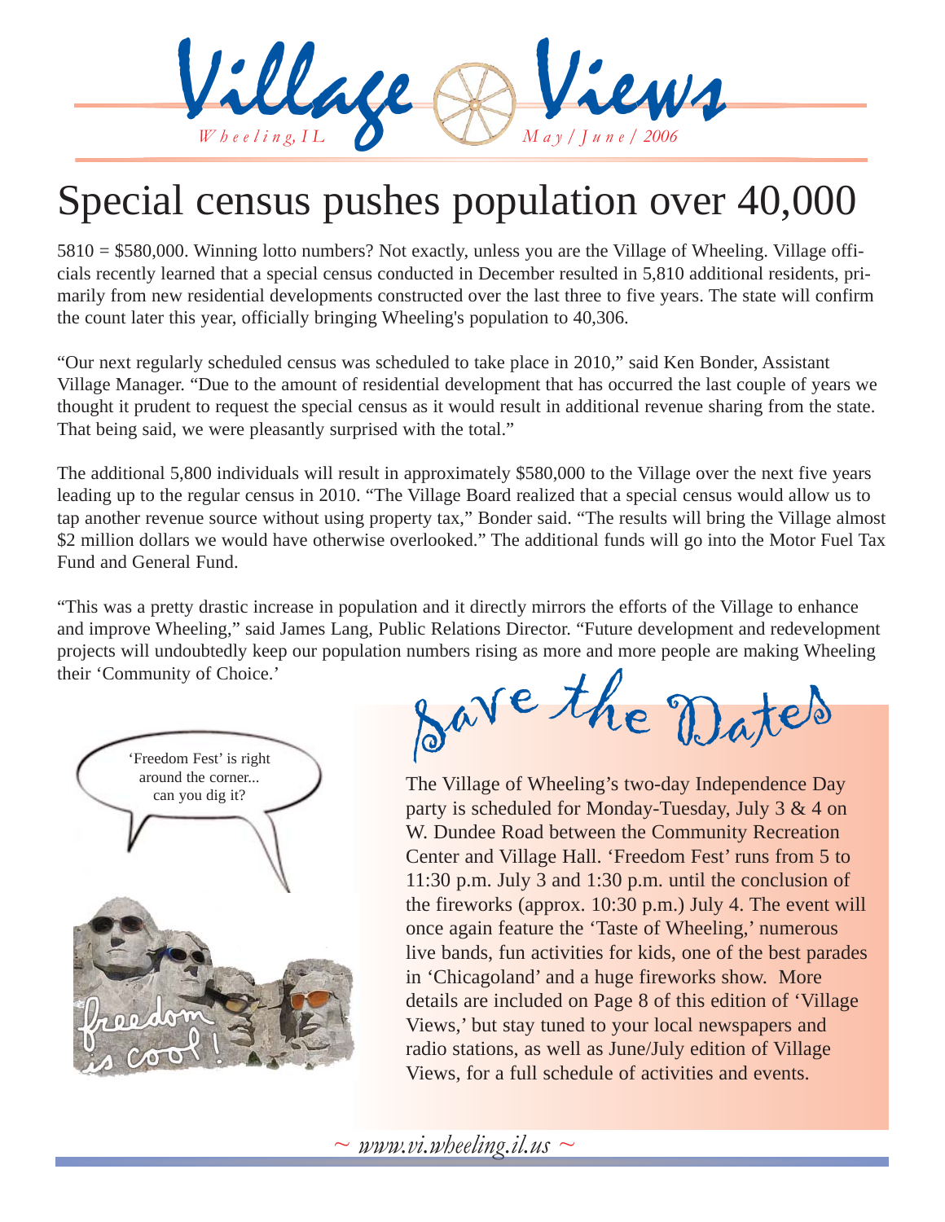# Village Views

*Wheeling, IL* *May / June / 2006*

# Special census pushes population over 40,000

5810 = $580,000. Winning lotto numbers? Not exactly, unless you are the Village of Wheeling. Village officials recently learned that a special census conducted in December resulted in 5,810 additional residents, primarily from new residential developments constructed over the last three to five years. The state will confirm the count later this year, officially bringing Wheeling's population to 40,306.

"Our next regularly scheduled census was scheduled to take place in 2010," said Ken Bonder, Assistant Village Manager. "Due to the amount of residential development that has occurred the last couple of years we thought it prudent to request the special census as it would result in additional revenue sharing from the state. That being said, we were pleasantly surprised with the total."

The additional 5,800 individuals will result in approximately $580,000 to the Village over the next five years leading up to the regular census in 2010. "The Village Board realized that a special census would allow us to tap another revenue source without using property tax," Bonder said. "The results will bring the Village almost $2 million dollars we would have otherwise overlooked." The additional funds will go into the Motor Fuel Tax Fund and General Fund.

"This was a pretty drastic increase in population and it directly mirrors the efforts of the Village to enhance and improve Wheeling," said James Lang, Public Relations Director. "Future development and redevelopment projects will undoubtedly keep our population numbers rising as more and more people are making Wheeling their 'Community of Choice.'

'Freedom Fest' is right around the corner... can you dig it?

freedom is cool!

## Save the Dates

The Village of Wheeling's two-day Independence Day party is scheduled for Monday-Tuesday, July 3 & 4 on W. Dundee Road between the Community Recreation Center and Village Hall. 'Freedom Fest' runs from 5 to 11:30 p.m. July 3 and 1:30 p.m. until the conclusion of the fireworks (approx. 10:30 p.m.) July 4. The event will once again feature the 'Taste of Wheeling,' numerous live bands, fun activities for kids, one of the best parades in 'Chicagoland' and a huge fireworks show. More details are included on Page 8 of this edition of 'Village Views,' but stay tuned to your local newspapers and radio stations, as well as June/July edition of Village Views, for a full schedule of activities and events.

~ *www.vi.wheeling.il.us* ~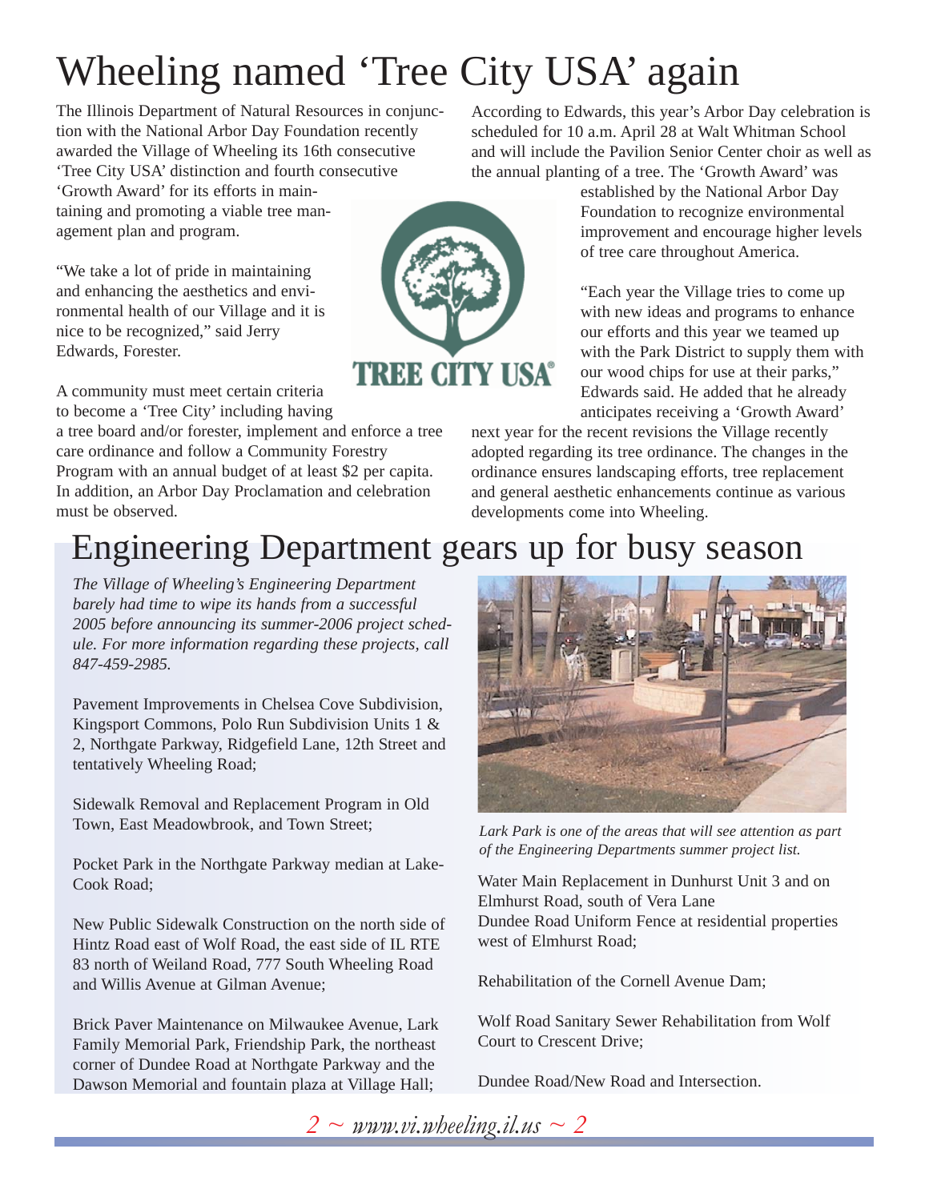# Wheeling named 'Tree City USA' again

The Illinois Department of Natural Resources in conjunction with the National Arbor Day Foundation recently awarded the Village of Wheeling its 16th consecutive 'Tree City USA' distinction and fourth consecutive 'Growth Award' for its efforts in maintaining and promoting a viable tree management plan and program.

"We take a lot of pride in maintaining and enhancing the aesthetics and environmental health of our Village and it is nice to be recognized," said Jerry Edwards, Forester.

A community must meet certain criteria to become a 'Tree City' including having a tree board and/or forester, implement and enforce a tree care ordinance and follow a Community Forestry Program with an annual budget of at least $2 per capita. In addition, an Arbor Day Proclamation and celebration must be observed.

According to Edwards, this year's Arbor Day celebration is scheduled for 10 a.m. April 28 at Walt Whitman School and will include the Pavilion Senior Center choir as well as the annual planting of a tree. The 'Growth Award' was established by the National Arbor Day Foundation to recognize environmental improvement and encourage higher levels of tree care throughout America.

"Each year the Village tries to come up with new ideas and programs to enhance our efforts and this year we teamed up with the Park District to supply them with our wood chips for use at their parks," Edwards said. He added that he already anticipates receiving a 'Growth Award' next year for the recent revisions the Village recently adopted regarding its tree ordinance. The changes in the ordinance ensures landscaping efforts, tree replacement and general aesthetic enhancements continue as various developments come into Wheeling.

# Engineering Department gears up for busy season

*The Village of Wheeling's Engineering Department barely had time to wipe its hands from a successful 2005 before announcing its summer-2006 project schedule. For more information regarding these projects, call 847-459-2985.*

Pavement Improvements in Chelsea Cove Subdivision, Kingsport Commons, Polo Run Subdivision Units 1 & 2, Northgate Parkway, Ridgefield Lane, 12th Street and tentatively Wheeling Road;

Sidewalk Removal and Replacement Program in Old Town, East Meadowbrook, and Town Street;

Pocket Park in the Northgate Parkway median at Lake-Cook Road;

New Public Sidewalk Construction on the north side of Hintz Road east of Wolf Road, the east side of IL RTE 83 north of Weiland Road, 777 South Wheeling Road and Willis Avenue at Gilman Avenue;

Brick Paver Maintenance on Milwaukee Avenue, Lark Family Memorial Park, Friendship Park, the northeast corner of Dundee Road at Northgate Parkway and the Dawson Memorial and fountain plaza at Village Hall;

*Lark Park is one of the areas that will see attention as part of the Engineering Departments summer project list.*

Water Main Replacement in Dunhurst Unit 3 and on Elmhurst Road, south of Vera Lane
Dundee Road Uniform Fence at residential properties west of Elmhurst Road;

Rehabilitation of the Cornell Avenue Dam;

Wolf Road Sanitary Sewer Rehabilitation from Wolf Court to Crescent Drive;

Dundee Road/New Road and Intersection.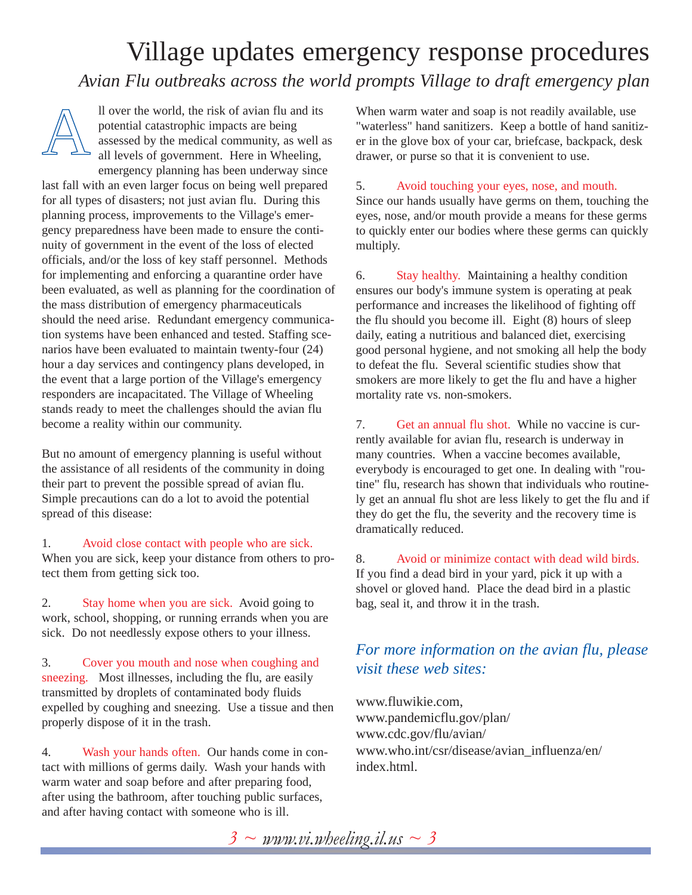# Village updates emergency response procedures

*Avian Flu outbreaks across the world prompts Village to draft emergency plan*

All over the world, the risk of avian flu and its potential catastrophic impacts are being assessed by the medical community, as well as all levels of government. Here in Wheeling, emergency planning has been underway since last fall with an even larger focus on being well prepared for all types of disasters; not just avian flu. During this planning process, improvements to the Village's emergency preparedness have been made to ensure the continuity of government in the event of the loss of elected officials, and/or the loss of key staff personnel. Methods for implementing and enforcing a quarantine order have been evaluated, as well as planning for the coordination of the mass distribution of emergency pharmaceuticals should the need arise. Redundant emergency communication systems have been enhanced and tested. Staffing scenarios have been evaluated to maintain twenty-four (24) hour a day services and contingency plans developed, in the event that a large portion of the Village's emergency responders are incapacitated. The Village of Wheeling stands ready to meet the challenges should the avian flu become a reality within our community.

But no amount of emergency planning is useful without the assistance of all residents of the community in doing their part to prevent the possible spread of avian flu. Simple precautions can do a lot to avoid the potential spread of this disease:

1. Avoid close contact with people who are sick. When you are sick, keep your distance from others to protect them from getting sick too.

2. Stay home when you are sick. Avoid going to work, school, shopping, or running errands when you are sick. Do not needlessly expose others to your illness.

3. Cover you mouth and nose when coughing and sneezing. Most illnesses, including the flu, are easily transmitted by droplets of contaminated body fluids expelled by coughing and sneezing. Use a tissue and then properly dispose of it in the trash.

4. Wash your hands often. Our hands come in contact with millions of germs daily. Wash your hands with warm water and soap before and after preparing food, after using the bathroom, after touching public surfaces, and after having contact with someone who is ill. When warm water and soap is not readily available, use "waterless" hand sanitizers. Keep a bottle of hand sanitizer in the glove box of your car, briefcase, backpack, desk drawer, or purse so that it is convenient to use.

5. Avoid touching your eyes, nose, and mouth. Since our hands usually have germs on them, touching the eyes, nose, and/or mouth provide a means for these germs to quickly enter our bodies where these germs can quickly multiply.

6. Stay healthy. Maintaining a healthy condition ensures our body's immune system is operating at peak performance and increases the likelihood of fighting off the flu should you become ill. Eight (8) hours of sleep daily, eating a nutritious and balanced diet, exercising good personal hygiene, and not smoking all help the body to defeat the flu. Several scientific studies show that smokers are more likely to get the flu and have a higher mortality rate vs. non-smokers.

7. Get an annual flu shot. While no vaccine is currently available for avian flu, research is underway in many countries. When a vaccine becomes available, everybody is encouraged to get one. In dealing with "routine" flu, research has shown that individuals who routinely get an annual flu shot are less likely to get the flu and if they do get the flu, the severity and the recovery time is dramatically reduced.

8. Avoid or minimize contact with dead wild birds. If you find a dead bird in your yard, pick it up with a shovel or gloved hand. Place the dead bird in a plastic bag, seal it, and throw it in the trash.

*For more information on the avian flu, please visit these web sites:*

www.fluwikie.com,
www.pandemicflu.gov/plan/
www.cdc.gov/flu/avian/
www.who.int/csr/disease/avian_influenza/en/index.html.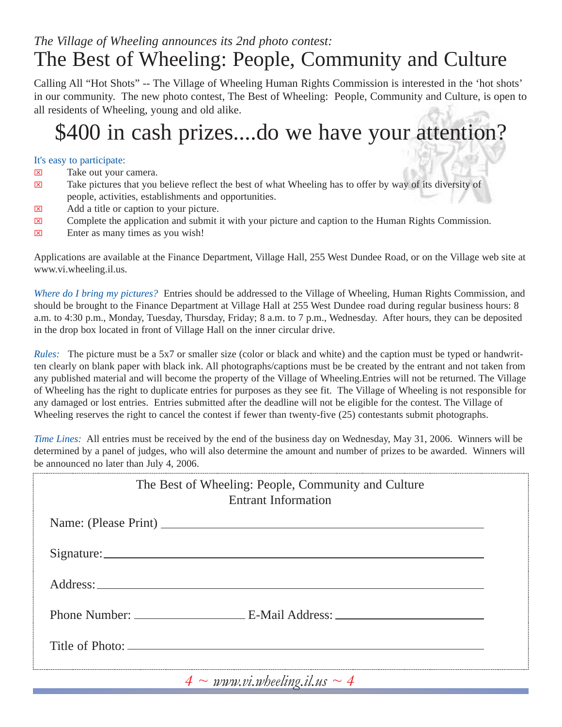*The Village of Wheeling announces its 2nd photo contest:*

# The Best of Wheeling: People, Community and Culture

Calling All "Hot Shots" -- The Village of Wheeling Human Rights Commission is interested in the 'hot shots' in our community. The new photo contest, The Best of Wheeling: People, Community and Culture, is open to all residents of Wheeling, young and old alike.

## $400 in cash prizes....do we have your attention?

It's easy to participate:

- Take out your camera.
- Take pictures that you believe reflect the best of what Wheeling has to offer by way of its diversity of people, activities, establishments and opportunities.
- Add a title or caption to your picture.
- Complete the application and submit it with your picture and caption to the Human Rights Commission.
- Enter as many times as you wish!

Applications are available at the Finance Department, Village Hall, 255 West Dundee Road, or on the Village web site at www.vi.wheeling.il.us.

*Where do I bring my pictures?* Entries should be addressed to the Village of Wheeling, Human Rights Commission, and should be brought to the Finance Department at Village Hall at 255 West Dundee road during regular business hours: 8 a.m. to 4:30 p.m., Monday, Tuesday, Thursday, Friday; 8 a.m. to 7 p.m., Wednesday. After hours, they can be deposited in the drop box located in front of Village Hall on the inner circular drive.

*Rules:* The picture must be a 5x7 or smaller size (color or black and white) and the caption must be typed or handwritten clearly on blank paper with black ink. All photographs/captions must be be created by the entrant and not taken from any published material and will become the property of the Village of Wheeling.Entries will not be returned. The Village of Wheeling has the right to duplicate entries for purposes as they see fit. The Village of Wheeling is not responsible for any damaged or lost entries. Entries submitted after the deadline will not be eligible for the contest. The Village of Wheeling reserves the right to cancel the contest if fewer than twenty-five (25) contestants submit photographs.

*Time Lines:* All entries must be received by the end of the business day on Wednesday, May 31, 2006. Winners will be determined by a panel of judges, who will also determine the amount and number of prizes to be awarded. Winners will be announced no later than July 4, 2006.

---

The Best of Wheeling: People, Community and Culture
Entrant Information

Name: (Please Print) ______________________________

Signature: ______________________________

Address: ______________________________

Phone Number: ______________ E-Mail Address: ______________

Title of Photo: ______________________________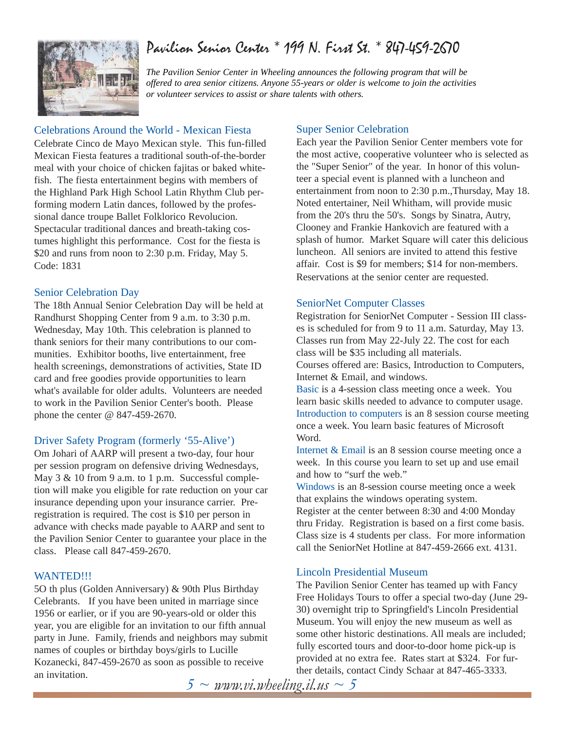# Pavilion Senior Center * 199 N. First St. * 847-459-2670

*The Pavilion Senior Center in Wheeling announces the following program that will be offered to area senior citizens. Anyone 55-years or older is welcome to join the activities or volunteer services to assist or share talents with others.*

## Celebrations Around the World - Mexican Fiesta

Celebrate Cinco de Mayo Mexican style. This fun-filled Mexican Fiesta features a traditional south-of-the-border meal with your choice of chicken fajitas or baked whitefish. The fiesta entertainment begins with members of the Highland Park High School Latin Rhythm Club performing modern Latin dances, followed by the professional dance troupe Ballet Folklorico Revolucion. Spectacular traditional dances and breath-taking costumes highlight this performance. Cost for the fiesta is $20 and runs from noon to 2:30 p.m. Friday, May 5. Code: 1831

## Senior Celebration Day

The 18th Annual Senior Celebration Day will be held at Randhurst Shopping Center from 9 a.m. to 3:30 p.m. Wednesday, May 10th. This celebration is planned to thank seniors for their many contributions to our communities. Exhibitor booths, live entertainment, free health screenings, demonstrations of activities, State ID card and free goodies provide opportunities to learn what's available for older adults. Volunteers are needed to work in the Pavilion Senior Center's booth. Please phone the center @ 847-459-2670.

## Driver Safety Program (formerly '55-Alive')

Om Johari of AARP will present a two-day, four hour per session program on defensive driving Wednesdays, May 3 & 10 from 9 a.m. to 1 p.m. Successful completion will make you eligible for rate reduction on your car insurance depending upon your insurance carrier. Pre-registration is required. The cost is $10 per person in advance with checks made payable to AARP and sent to the Pavilion Senior Center to guarantee your place in the class. Please call 847-459-2670.

## WANTED!!!

5O th plus (Golden Anniversary) & 90th Plus Birthday Celebrants. If you have been united in marriage since 1956 or earlier, or if you are 90-years-old or older this year, you are eligible for an invitation to our fifth annual party in June. Family, friends and neighbors may submit names of couples or birthday boys/girls to Lucille Kozanecki, 847-459-2670 as soon as possible to receive an invitation.

## Super Senior Celebration

Each year the Pavilion Senior Center members vote for the most active, cooperative volunteer who is selected as the "Super Senior" of the year. In honor of this volunteer a special event is planned with a luncheon and entertainment from noon to 2:30 p.m.,Thursday, May 18. Noted entertainer, Neil Whitham, will provide music from the 20's thru the 50's. Songs by Sinatra, Autry, Clooney and Frankie Hankovich are featured with a splash of humor. Market Square will cater this delicious luncheon. All seniors are invited to attend this festive affair. Cost is $9 for members; $14 for non-members. Reservations at the senior center are requested.

## SeniorNet Computer Classes

Registration for SeniorNet Computer - Session III classes is scheduled for from 9 to 11 a.m. Saturday, May 13. Classes run from May 22-July 22. The cost for each class will be $35 including all materials.

Courses offered are: Basics, Introduction to Computers, Internet & Email, and windows.

Basic is a 4-session class meeting once a week. You learn basic skills needed to advance to computer usage.

Introduction to computers is an 8 session course meeting once a week. You learn basic features of Microsoft Word.

Internet & Email is an 8 session course meeting once a week. In this course you learn to set up and use email and how to "surf the web."

Windows is an 8-session course meeting once a week that explains the windows operating system.

Register at the center between 8:30 and 4:00 Monday thru Friday. Registration is based on a first come basis. Class size is 4 students per class. For more information call the SeniorNet Hotline at 847-459-2666 ext. 4131.

## Lincoln Presidential Museum

The Pavilion Senior Center has teamed up with Fancy Free Holidays Tours to offer a special two-day (June 29-30) overnight trip to Springfield's Lincoln Presidential Museum. You will enjoy the new museum as well as some other historic destinations. All meals are included; fully escorted tours and door-to-door home pick-up is provided at no extra fee. Rates start at $324. For further details, contact Cindy Schaar at 847-465-3333.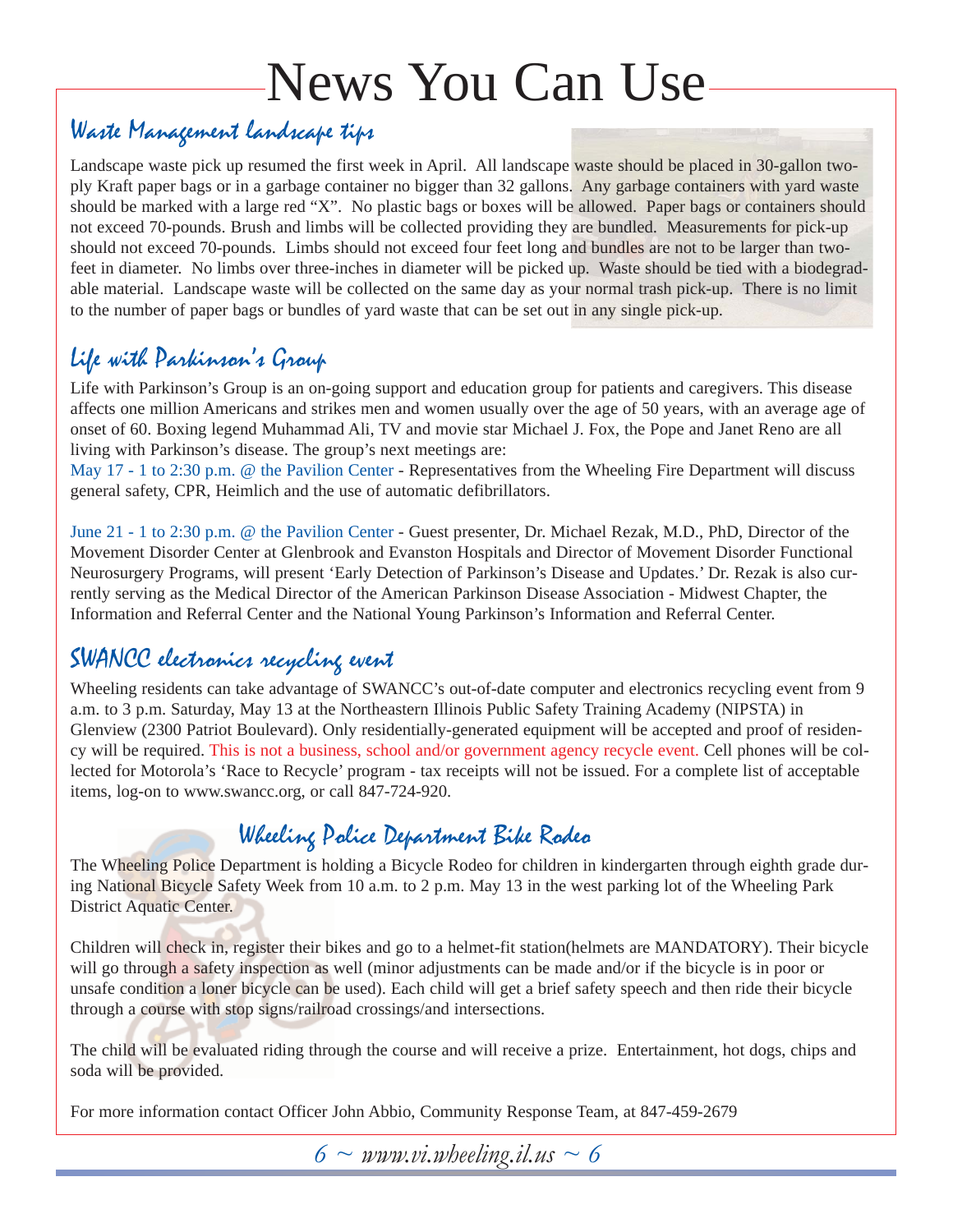# News You Can Use

## Waste Management landscape tips

Landscape waste pick up resumed the first week in April. All landscape waste should be placed in 30-gallon two-ply Kraft paper bags or in a garbage container no bigger than 32 gallons. Any garbage containers with yard waste should be marked with a large red "X". No plastic bags or boxes will be allowed. Paper bags or containers should not exceed 70-pounds. Brush and limbs will be collected providing they are bundled. Measurements for pick-up should not exceed 70-pounds. Limbs should not exceed four feet long and bundles are not to be larger than two-feet in diameter. No limbs over three-inches in diameter will be picked up. Waste should be tied with a biodegradable material. Landscape waste will be collected on the same day as your normal trash pick-up. There is no limit to the number of paper bags or bundles of yard waste that can be set out in any single pick-up.

## Life with Parkinson's Group

Life with Parkinson's Group is an on-going support and education group for patients and caregivers. This disease affects one million Americans and strikes men and women usually over the age of 50 years, with an average age of onset of 60. Boxing legend Muhammad Ali, TV and movie star Michael J. Fox, the Pope and Janet Reno are all living with Parkinson's disease. The group's next meetings are:

May 17 - 1 to 2:30 p.m. @ the Pavilion Center - Representatives from the Wheeling Fire Department will discuss general safety, CPR, Heimlich and the use of automatic defibrillators.

June 21 - 1 to 2:30 p.m. @ the Pavilion Center - Guest presenter, Dr. Michael Rezak, M.D., PhD, Director of the Movement Disorder Center at Glenbrook and Evanston Hospitals and Director of Movement Disorder Functional Neurosurgery Programs, will present 'Early Detection of Parkinson's Disease and Updates.' Dr. Rezak is also currently serving as the Medical Director of the American Parkinson Disease Association - Midwest Chapter, the Information and Referral Center and the National Young Parkinson's Information and Referral Center.

## SWANCC electronics recycling event

Wheeling residents can take advantage of SWANCC's out-of-date computer and electronics recycling event from 9 a.m. to 3 p.m. Saturday, May 13 at the Northeastern Illinois Public Safety Training Academy (NIPSTA) in Glenview (2300 Patriot Boulevard). Only residentially-generated equipment will be accepted and proof of residency will be required. This is not a business, school and/or government agency recycle event. Cell phones will be collected for Motorola's 'Race to Recycle' program - tax receipts will not be issued. For a complete list of acceptable items, log-on to www.swancc.org, or call 847-724-920.

## Wheeling Police Department Bike Rodeo

The Wheeling Police Department is holding a Bicycle Rodeo for children in kindergarten through eighth grade during National Bicycle Safety Week from 10 a.m. to 2 p.m. May 13 in the west parking lot of the Wheeling Park District Aquatic Center.

Children will check in, register their bikes and go to a helmet-fit station(helmets are MANDATORY). Their bicycle will go through a safety inspection as well (minor adjustments can be made and/or if the bicycle is in poor or unsafe condition a loner bicycle can be used). Each child will get a brief safety speech and then ride their bicycle through a course with stop signs/railroad crossings/and intersections.

The child will be evaluated riding through the course and will receive a prize. Entertainment, hot dogs, chips and soda will be provided.

For more information contact Officer John Abbio, Community Response Team, at 847-459-2679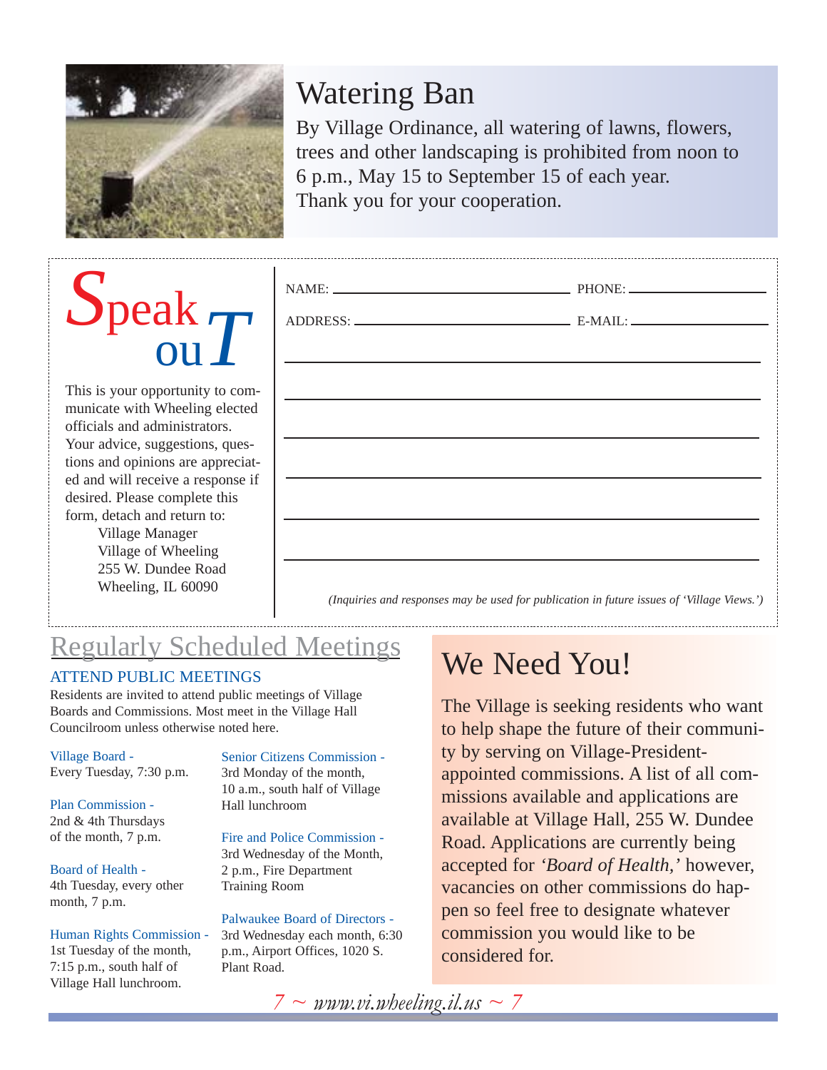## Watering Ban

By Village Ordinance, all watering of lawns, flowers, trees and other landscaping is prohibited from noon to 6 p.m., May 15 to September 15 of each year. Thank you for your cooperation.

## Speak ouT

This is your opportunity to communicate with Wheeling elected officials and administrators. Your advice, suggestions, questions and opinions are appreciated and will receive a response if desired. Please complete this form, detach and return to:

Village Manager
Village of Wheeling
255 W. Dundee Road
Wheeling, IL 60090

NAME: ______________________ PHONE: ______________

ADDRESS: ____________________ E-MAIL: ______________

_______________________________________________

_______________________________________________

_______________________________________________

_______________________________________________

_______________________________________________

_______________________________________________

*(Inquiries and responses may be used for publication in future issues of 'Village Views.')*

## Regularly Scheduled Meetings

### ATTEND PUBLIC MEETINGS

Residents are invited to attend public meetings of Village Boards and Commissions. Most meet in the Village Hall Councilroom unless otherwise noted here.

**Village Board -**
Every Tuesday, 7:30 p.m.

**Plan Commission -**
2nd & 4th Thursdays of the month, 7 p.m.

**Board of Health -**
4th Tuesday, every other month, 7 p.m.

**Human Rights Commission -**
1st Tuesday of the month, 7:15 p.m., south half of Village Hall lunchroom.

**Senior Citizens Commission -**
3rd Monday of the month, 10 a.m., south half of Village Hall lunchroom

**Fire and Police Commission -**
3rd Wednesday of the Month, 2 p.m., Fire Department Training Room

**Palwaukee Board of Directors -**
3rd Wednesday each month, 6:30 p.m., Airport Offices, 1020 S. Plant Road.

## We Need You!

The Village is seeking residents who want to help shape the future of their community by serving on Village-President-appointed commissions. A list of all commissions available and applications are available at Village Hall, 255 W. Dundee Road. Applications are currently being accepted for *'Board of Health,'* however, vacancies on other commissions do happen so feel free to designate whatever commission you would like to be considered for.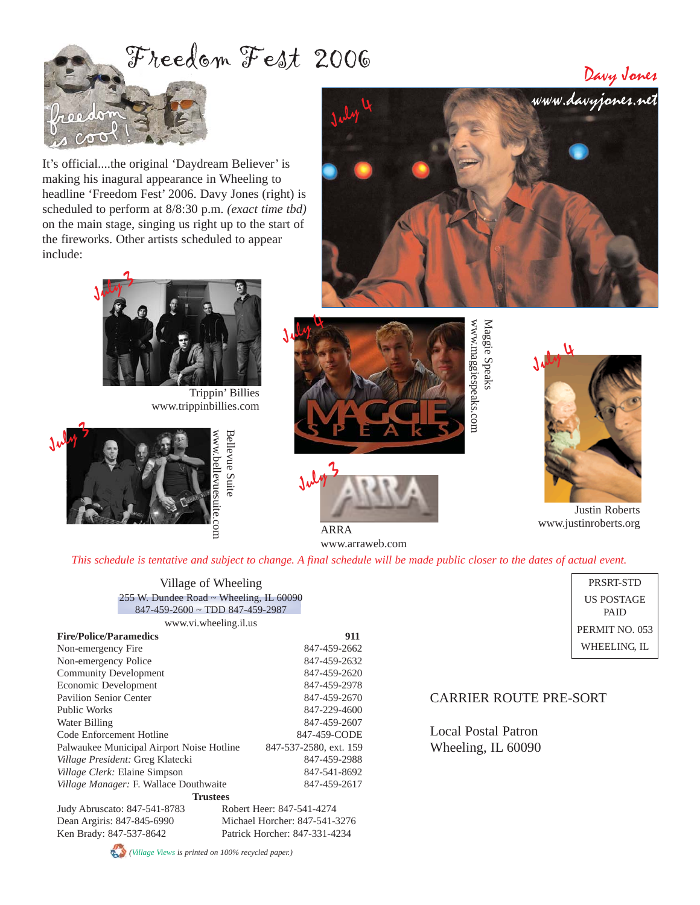# Freedom Fest 2006

freedom is cool!

It's official....the original 'Daydream Believer' is making his inagural appearance in Wheeling to headline 'Freedom Fest' 2006. Davy Jones (right) is scheduled to perform at 8/8:30 p.m. *(exact time tbd)* on the main stage, singing us right up to the start of the fireworks. Other artists scheduled to appear include:

Davy Jones
www.davyjones.net
July 4

July 3
Trippin' Billies
www.trippinbillies.com

July 3
Bellevue Suite
www.bellevuesuite.com

July 4
Maggie Speaks
www.maggiespeaks.com

July 3
ARRA
www.arraweb.com

July 4
Justin Roberts
www.justinroberts.org

*This schedule is tentative and subject to change. A final schedule will be made public closer to the dates of actual event.*

Village of Wheeling
255 W. Dundee Road ~ Wheeling, IL 60090
847-459-2600 ~ TDD 847-459-2987
www.vi.wheeling.il.us

| | |
|---|---|
| **Fire/Police/Paramedics** | **911** |
| Non-emergency Fire | 847-459-2662 |
| Non-emergency Police | 847-459-2632 |
| Community Development | 847-459-2620 |
| Economic Development | 847-459-2978 |
| Pavilion Senior Center | 847-459-2670 |
| Public Works | 847-229-4600 |
| Water Billing | 847-459-2607 |
| Code Enforcement Hotline | 847-459-CODE |
| Palwaukee Municipal Airport Noise Hotline | 847-537-2580, ext. 159 |
| *Village President:* Greg Klatecki | 847-459-2988 |
| *Village Clerk:* Elaine Simpson | 847-541-8692 |
| *Village Manager:* F. Wallace Douthwaite | 847-459-2617 |

**Trustees**

| | |
|---|---|
| Judy Abruscato: 847-541-8783 | Robert Heer: 847-541-4274 |
| Dean Argiris: 847-845-6990 | Michael Horcher: 847-541-3276 |
| Ken Brady: 847-537-8642 | Patrick Horcher: 847-331-4234 |

*(Village Views is printed on 100% recycled paper.)*

PRSRT-STD
US POSTAGE
PAID
PERMIT NO. 053
WHEELING, IL

CARRIER ROUTE PRE-SORT

Local Postal Patron
Wheeling, IL 60090